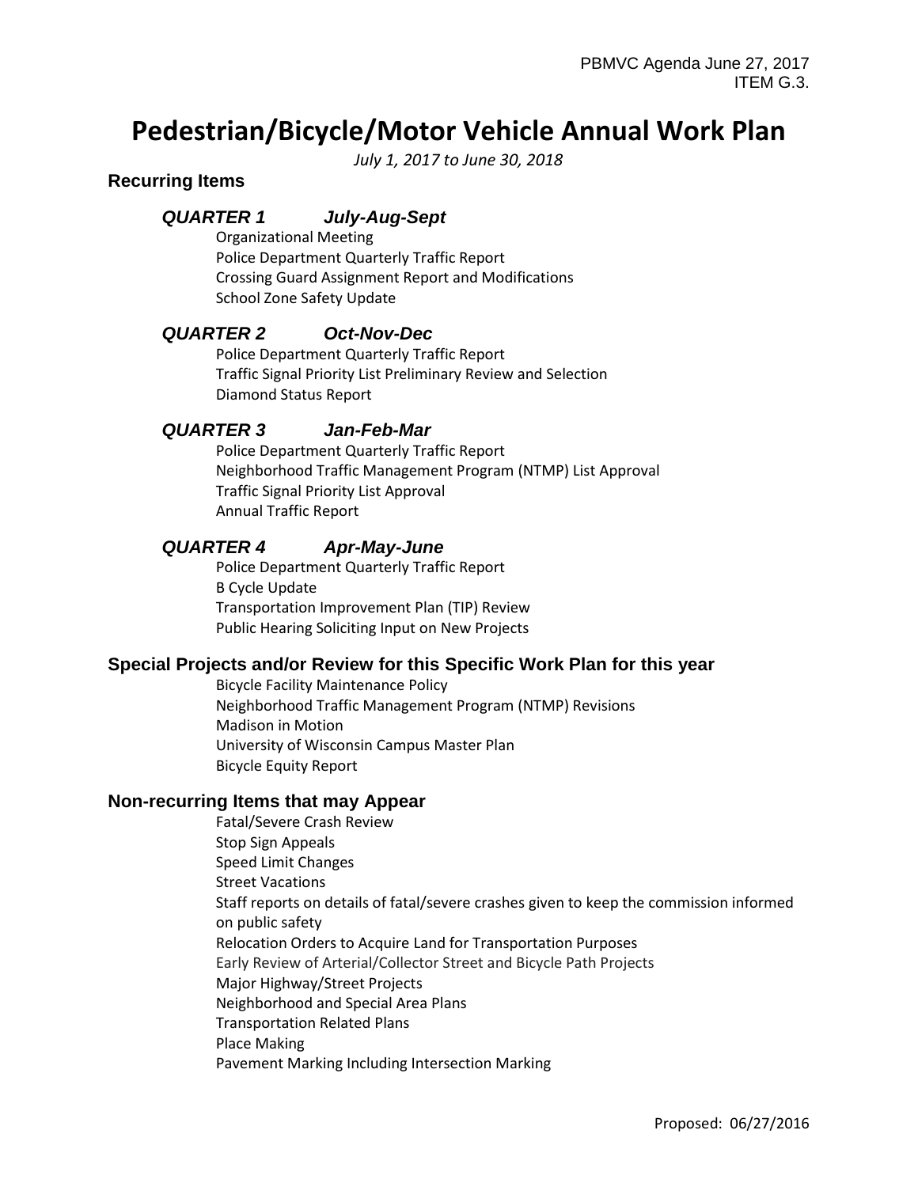PBMVC Agenda June 27, 2017
ITEM G.3.

# Pedestrian/Bicycle/Motor Vehicle Annual Work Plan

*July 1, 2017 to June 30, 2018*

## Recurring Items

### *QUARTER 1 July-Aug-Sept*

- Organizational Meeting
- Police Department Quarterly Traffic Report
- Crossing Guard Assignment Report and Modifications
- School Zone Safety Update

### *QUARTER 2 Oct-Nov-Dec*

- Police Department Quarterly Traffic Report
- Traffic Signal Priority List Preliminary Review and Selection
- Diamond Status Report

### *QUARTER 3 Jan-Feb-Mar*

- Police Department Quarterly Traffic Report
- Neighborhood Traffic Management Program (NTMP) List Approval
- Traffic Signal Priority List Approval
- Annual Traffic Report

### *QUARTER 4 Apr-May-June*

- Police Department Quarterly Traffic Report
- B Cycle Update
- Transportation Improvement Plan (TIP) Review
- Public Hearing Soliciting Input on New Projects

## Special Projects and/or Review for this Specific Work Plan for this year

- Bicycle Facility Maintenance Policy
- Neighborhood Traffic Management Program (NTMP) Revisions
- Madison in Motion
- University of Wisconsin Campus Master Plan
- Bicycle Equity Report

## Non-recurring Items that may Appear

- Fatal/Severe Crash Review
- Stop Sign Appeals
- Speed Limit Changes
- Street Vacations
- Staff reports on details of fatal/severe crashes given to keep the commission informed on public safety
- Relocation Orders to Acquire Land for Transportation Purposes
- Early Review of Arterial/Collector Street and Bicycle Path Projects
- Major Highway/Street Projects
- Neighborhood and Special Area Plans
- Transportation Related Plans
- Place Making
- Pavement Marking Including Intersection Marking

Proposed: 06/27/2016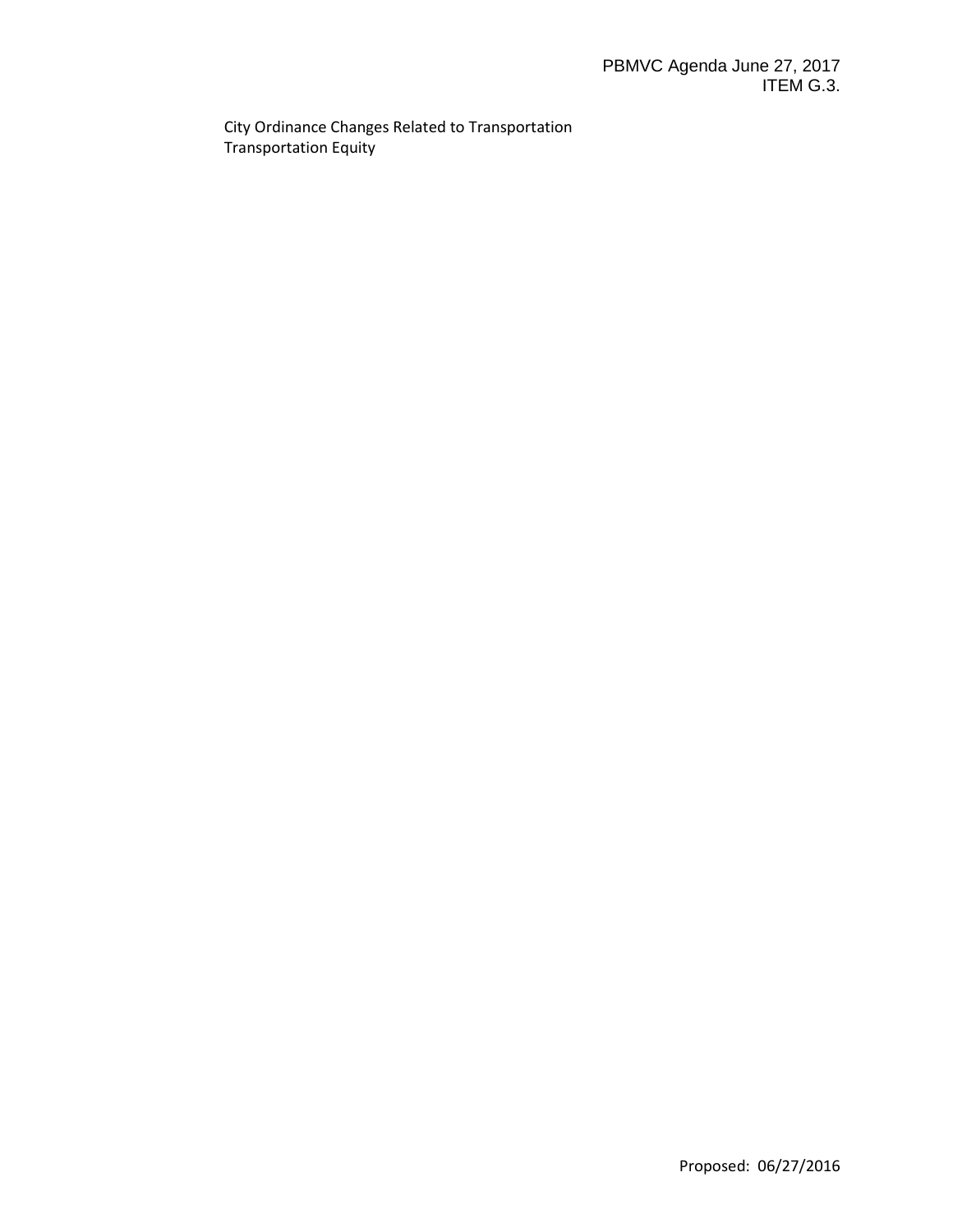City Ordinance Changes Related to Transportation
Transportation Equity

Proposed: 06/27/2016